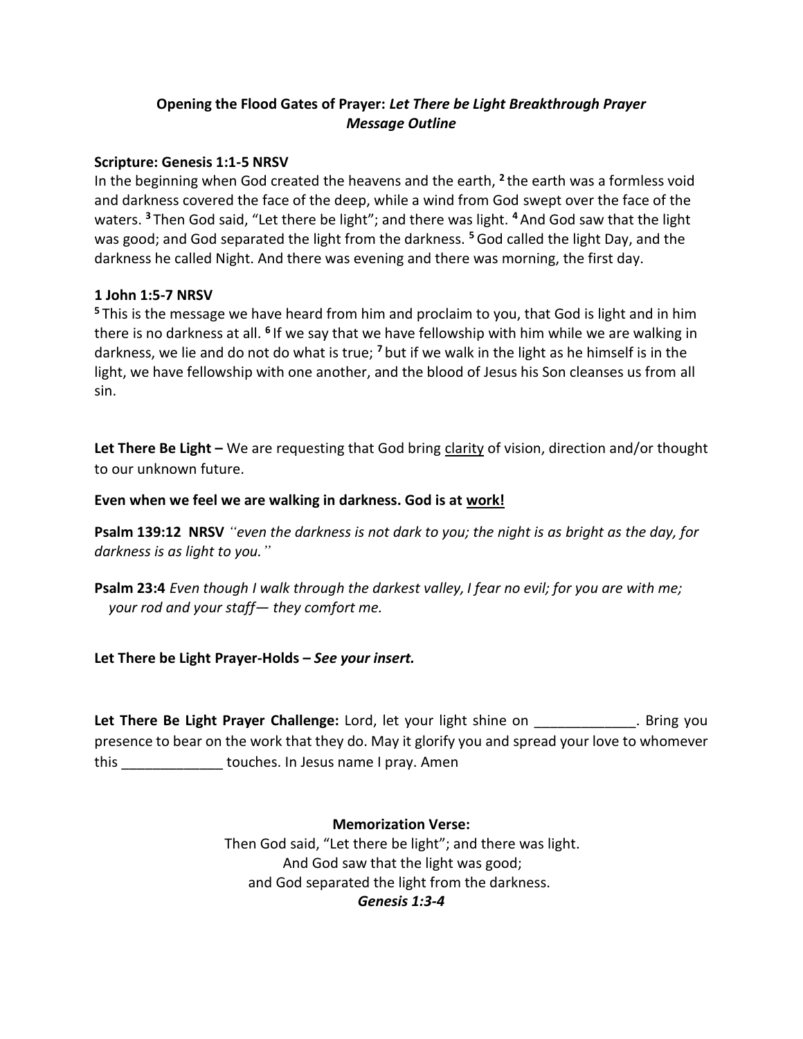**Opening the Flood Gates of Prayer:** ***Let There be Light Breakthrough Prayer Message Outline***

**Scripture: Genesis 1:1-5 NRSV**

In the beginning when God created the heavens and the earth, [2] the earth was a formless void and darkness covered the face of the deep, while a wind from God swept over the face of the waters. [3] Then God said, "Let there be light"; and there was light. [4] And God saw that the light was good; and God separated the light from the darkness. [5] God called the light Day, and the darkness he called Night. And there was evening and there was morning, the first day.

**1 John 1:5-7 NRSV**

[5] This is the message we have heard from him and proclaim to you, that God is light and in him there is no darkness at all. [6] If we say that we have fellowship with him while we are walking in darkness, we lie and do not do what is true; [7] but if we walk in the light as he himself is in the light, we have fellowship with one another, and the blood of Jesus his Son cleanses us from all sin.

**Let There Be Light –** We are requesting that God bring <u>clarity</u> of vision, direction and/or thought to our unknown future.

**Even when we feel we are walking in darkness. God is at <u>work!</u>**

**Psalm 139:12 NRSV** *"even the darkness is not dark to you; the night is as bright as the day, for darkness is as light to you."*

**Psalm 23:4** *Even though I walk through the darkest valley, I fear no evil; for you are with me; your rod and your staff— they comfort me.*

**Let There be Light Prayer-Holds –** ***See your insert.***

**Let There Be Light Prayer Challenge:** Lord, let your light shine on _____________. Bring you presence to bear on the work that they do. May it glorify you and spread your love to whomever this _____________ touches. In Jesus name I pray. Amen

**Memorization Verse:**

Then God said, "Let there be light"; and there was light.
And God saw that the light was good;
and God separated the light from the darkness.
***Genesis 1:3-4***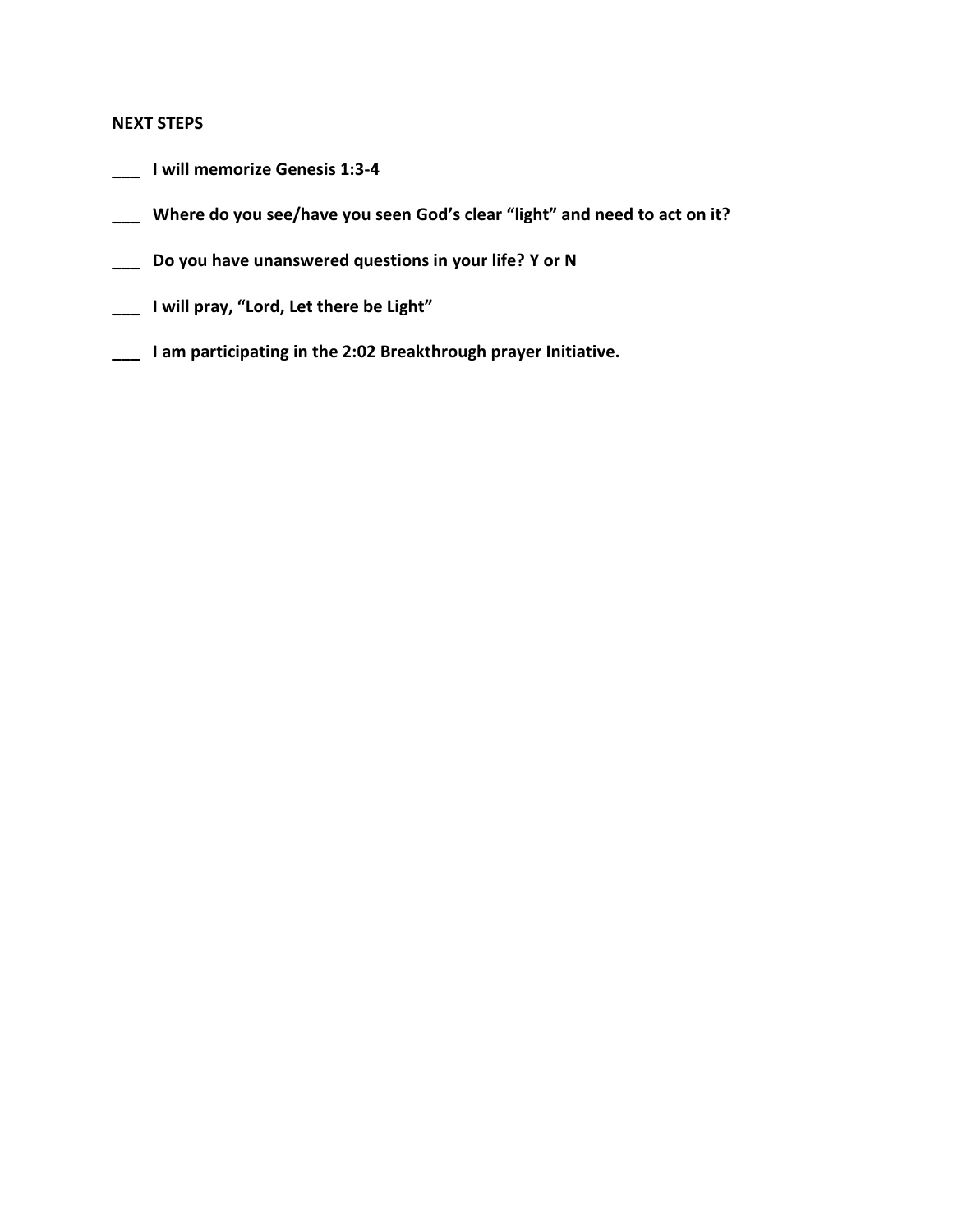**NEXT STEPS**

**___ I will memorize Genesis 1:3-4**

**___ Where do you see/have you seen God's clear "light" and need to act on it?**

**___ Do you have unanswered questions in your life? Y or N**

**___ I will pray, "Lord, Let there be Light"**

**___ I am participating in the 2:02 Breakthrough prayer Initiative.**